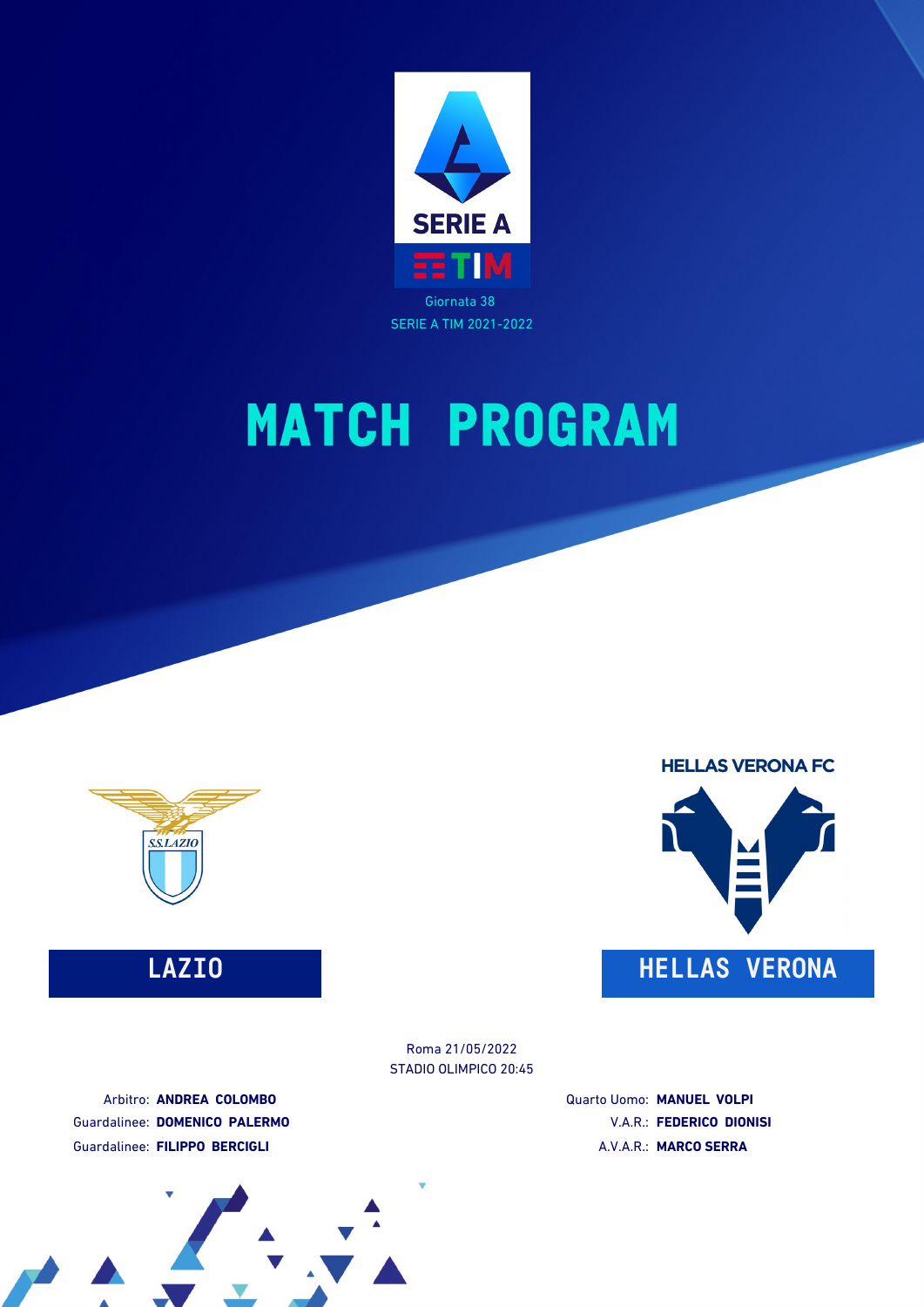Giornata 38
SERIE A TIM 2021-2022

# MATCH PROGRAM

HELLAS VERONA FC

**LAZIO** | **HELLAS VERONA**

Roma 21/05/2022
STADIO OLIMPICO 20:45

Arbitro: **ANDREA COLOMBO**
Guardalinee: **DOMENICO PALERMO**
Guardalinee: **FILIPPO BERCIGLI**

Quarto Uomo: **MANUEL VOLPI**
V.A.R.: **FEDERICO DIONISI**
A.V.A.R.: **MARCO SERRA**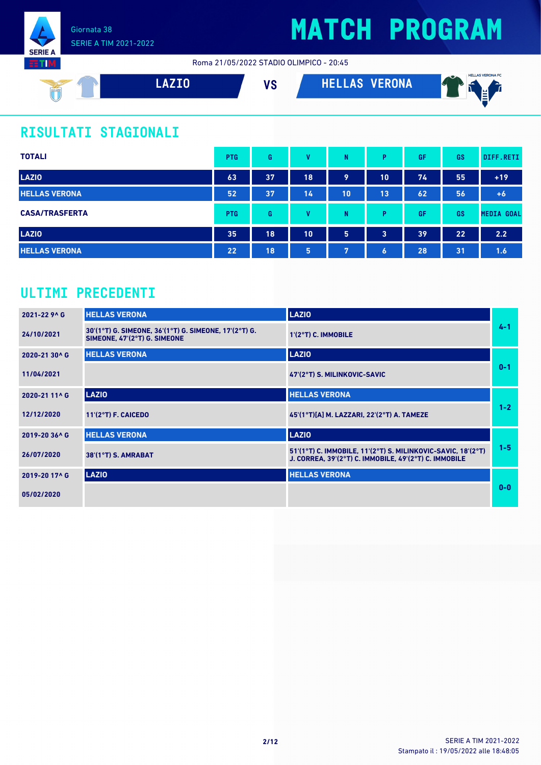Giornata 38

SERIE A TIM 2021-2022

# MATCH PROGRAM

Roma 21/05/2022 STADIO OLIMPICO - 20:45

**LAZIO** VS **HELLAS VERONA**

## RISULTATI STAGIONALI

| TOTALI | PTG | G | V | N | P | GF | GS | DIFF.RETI |
|---|---|---|---|---|---|---|---|---|
| LAZIO | 63 | 37 | 18 | 9 | 10 | 74 | 55 | +19 |
| HELLAS VERONA | 52 | 37 | 14 | 10 | 13 | 62 | 56 | +6 |

| CASA/TRASFERTA | PTG | G | V | N | P | GF | GS | MEDIA GOAL |
|---|---|---|---|---|---|---|---|---|
| LAZIO | 35 | 18 | 10 | 5 | 3 | 39 | 22 | 2.2 |
| HELLAS VERONA | 22 | 18 | 5 | 7 | 6 | 28 | 31 | 1.6 |

## ULTIMI PRECEDENTI

| Giornata / Data | Casa | Trasferta | Risultato |
|---|---|---|---|
| 2021-22 9^ G | HELLAS VERONA | LAZIO | 4-1 |
| 24/10/2021 | 30'(1°T) G. SIMEONE, 36'(1°T) G. SIMEONE, 17'(2°T) G. SIMEONE, 47'(2°T) G. SIMEONE | 1'(2°T) C. IMMOBILE | |
| 2020-21 30^ G | HELLAS VERONA | LAZIO | 0-1 |
| 11/04/2021 | | 47'(2°T) S. MILINKOVIC-SAVIC | |
| 2020-21 11^ G | LAZIO | HELLAS VERONA | 1-2 |
| 12/12/2020 | 11'(2°T) F. CAICEDO | 45'(1°T)[A] M. LAZZARI, 22'(2°T) A. TAMEZE | |
| 2019-20 36^ G | HELLAS VERONA | LAZIO | 1-5 |
| 26/07/2020 | 38'(1°T) S. AMRABAT | 51'(1°T) C. IMMOBILE, 11'(2°T) S. MILINKOVIC-SAVIC, 18'(2°T) J. CORREA, 39'(2°T) C. IMMOBILE, 49'(2°T) C. IMMOBILE | |
| 2019-20 17^ G | LAZIO | HELLAS VERONA | 0-0 |
| 05/02/2020 | | | |

SERIE A TIM 2021-2022

Stampato il : 19/05/2022 alle 18:48:05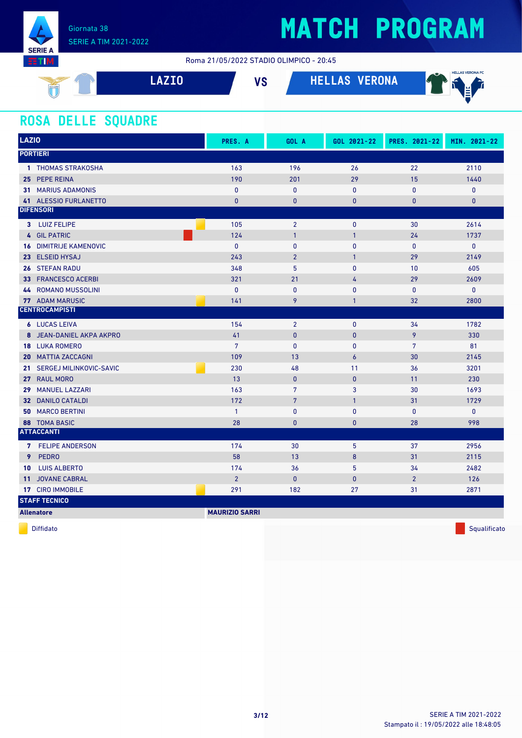Giornata 38
SERIE A TIM 2021-2022

# MATCH PROGRAM

Roma 21/05/2022 STADIO OLIMPICO - 20:45

**LAZIO** VS **HELLAS VERONA**

## ROSA DELLE SQUADRE

| LAZIO | | PRES. A | GOL A | GOL 2021-22 | PRES. 2021-22 | MIN. 2021-22 |
|---|---|---|---|---|---|---|
| **PORTIERI** | | | | | | |
| 1 | THOMAS STRAKOSHA | 163 | 196 | 26 | 22 | 2110 |
| 25 | PEPE REINA | 190 | 201 | 29 | 15 | 1440 |
| 31 | MARIUS ADAMONIS | 0 | 0 | 0 | 0 | 0 |
| 41 | ALESSIO FURLANETTO | 0 | 0 | 0 | 0 | 0 |
| **DIFENSORI** | | | | | | |
| 3 | LUIZ FELIPE (Diffidato) | 105 | 2 | 0 | 30 | 2614 |
| 4 | GIL PATRIC (Squalificato) | 124 | 1 | 1 | 24 | 1737 |
| 16 | DIMITRIJE KAMENOVIC | 0 | 0 | 0 | 0 | 0 |
| 23 | ELSEID HYSAJ | 243 | 2 | 1 | 29 | 2149 |
| 26 | STEFAN RADU | 348 | 5 | 0 | 10 | 605 |
| 33 | FRANCESCO ACERBI | 321 | 21 | 4 | 29 | 2609 |
| 44 | ROMANO MUSSOLINI | 0 | 0 | 0 | 0 | 0 |
| 77 | ADAM MARUSIC (Diffidato) | 141 | 9 | 1 | 32 | 2800 |
| **CENTROCAMPISTI** | | | | | | |
| 6 | LUCAS LEIVA | 154 | 2 | 0 | 34 | 1782 |
| 8 | JEAN-DANIEL AKPA AKPRO | 41 | 0 | 0 | 9 | 330 |
| 18 | LUKA ROMERO | 7 | 0 | 0 | 7 | 81 |
| 20 | MATTIA ZACCAGNI | 109 | 13 | 6 | 30 | 2145 |
| 21 | SERGEJ MILINKOVIC-SAVIC (Diffidato) | 230 | 48 | 11 | 36 | 3201 |
| 27 | RAUL MORO | 13 | 0 | 0 | 11 | 230 |
| 29 | MANUEL LAZZARI | 163 | 7 | 3 | 30 | 1693 |
| 32 | DANILO CATALDI | 172 | 7 | 1 | 31 | 1729 |
| 50 | MARCO BERTINI | 1 | 0 | 0 | 0 | 0 |
| 88 | TOMA BASIC | 28 | 0 | 0 | 28 | 998 |
| **ATTACCANTI** | | | | | | |
| 7 | FELIPE ANDERSON | 174 | 30 | 5 | 37 | 2956 |
| 9 | PEDRO | 58 | 13 | 8 | 31 | 2115 |
| 10 | LUIS ALBERTO | 174 | 36 | 5 | 34 | 2482 |
| 11 | JOVANE CABRAL | 2 | 0 | 0 | 2 | 126 |
| 17 | CIRO IMMOBILE (Diffidato) | 291 | 182 | 27 | 31 | 2871 |
| **STAFF TECNICO** | | | | | | |
| **Allenatore** | | **MAURIZIO SARRI** | | | | |

Diffidato — Squalificato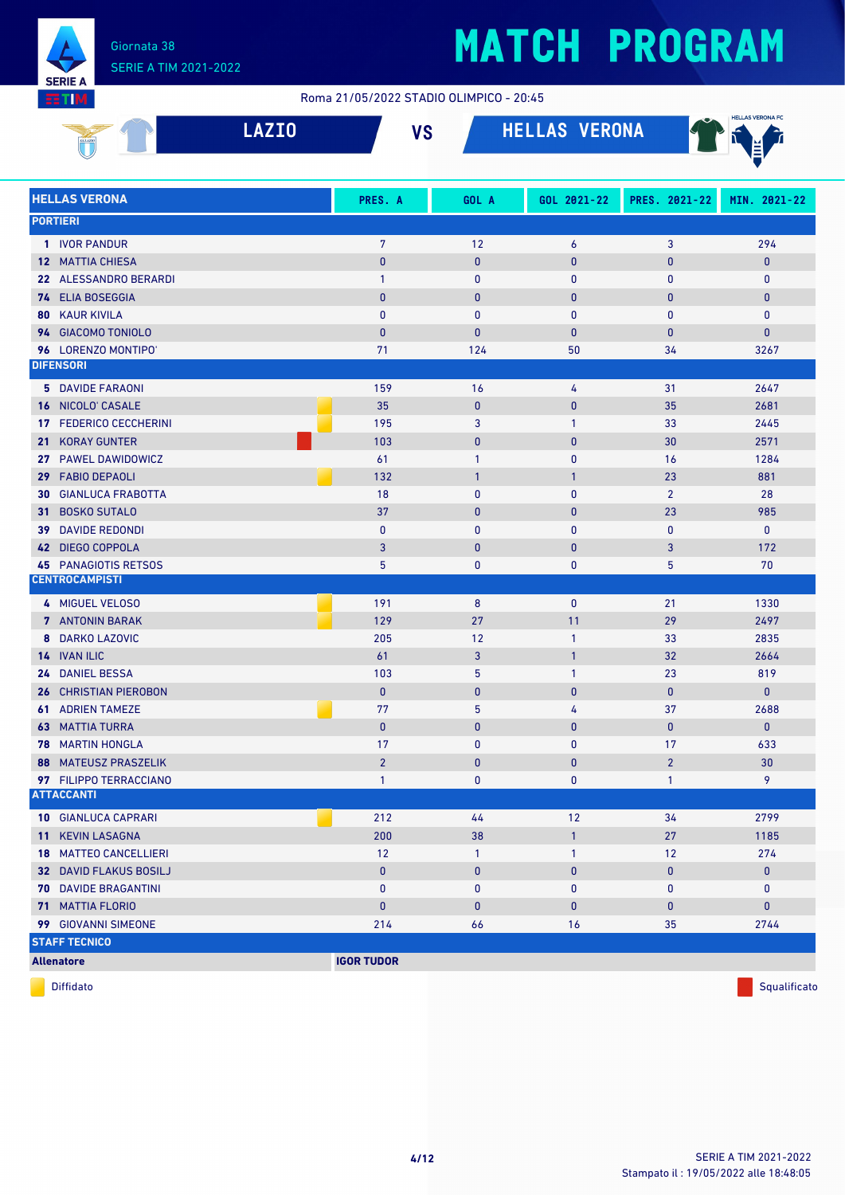Giornata 38
SERIE A TIM 2021-2022

# MATCH PROGRAM

Roma 21/05/2022 STADIO OLIMPICO - 20:45

## LAZIO VS HELLAS VERONA

| HELLAS VERONA | | PRES. A | GOL A | GOL 2021-22 | PRES. 2021-22 | MIN. 2021-22 |
|---|---|---|---|---|---|---|
| **PORTIERI** | | | | | | |
| 1 IVOR PANDUR | | 7 | 12 | 6 | 3 | 294 |
| 12 MATTIA CHIESA | | 0 | 0 | 0 | 0 | 0 |
| 22 ALESSANDRO BERARDI | | 1 | 0 | 0 | 0 | 0 |
| 74 ELIA BOSEGGIA | | 0 | 0 | 0 | 0 | 0 |
| 80 KAUR KIVILA | | 0 | 0 | 0 | 0 | 0 |
| 94 GIACOMO TONIOLO | | 0 | 0 | 0 | 0 | 0 |
| 96 LORENZO MONTIPO' | | 71 | 124 | 50 | 34 | 3267 |
| **DIFENSORI** | | | | | | |
| 5 DAVIDE FARAONI | | 159 | 16 | 4 | 31 | 2647 |
| 16 NICOLO' CASALE | Diffidato | 35 | 0 | 0 | 35 | 2681 |
| 17 FEDERICO CECCHERINI | | 195 | 3 | 1 | 33 | 2445 |
| 21 KORAY GUNTER | Squalificato | 103 | 0 | 0 | 30 | 2571 |
| 27 PAWEL DAWIDOWICZ | | 61 | 1 | 0 | 16 | 1284 |
| 29 FABIO DEPAOLI | Diffidato | 132 | 1 | 1 | 23 | 881 |
| 30 GIANLUCA FRABOTTA | | 18 | 0 | 0 | 2 | 28 |
| 31 BOSKO SUTALO | | 37 | 0 | 0 | 23 | 985 |
| 39 DAVIDE REDONDI | | 0 | 0 | 0 | 0 | 0 |
| 42 DIEGO COPPOLA | | 3 | 0 | 0 | 3 | 172 |
| 45 PANAGIOTIS RETSOS | | 5 | 0 | 0 | 5 | 70 |
| **CENTROCAMPISTI** | | | | | | |
| 4 MIGUEL VELOSO | Diffidato | 191 | 8 | 0 | 21 | 1330 |
| 7 ANTONIN BARAK | Diffidato | 129 | 27 | 11 | 29 | 2497 |
| 8 DARKO LAZOVIC | | 205 | 12 | 1 | 33 | 2835 |
| 14 IVAN ILIC | | 61 | 3 | 1 | 32 | 2664 |
| 24 DANIEL BESSA | | 103 | 5 | 1 | 23 | 819 |
| 26 CHRISTIAN PIEROBON | | 0 | 0 | 0 | 0 | 0 |
| 61 ADRIEN TAMEZE | Diffidato | 77 | 5 | 4 | 37 | 2688 |
| 63 MATTIA TURRA | | 0 | 0 | 0 | 0 | 0 |
| 78 MARTIN HONGLA | | 17 | 0 | 0 | 17 | 633 |
| 88 MATEUSZ PRASZELIK | | 2 | 0 | 0 | 2 | 30 |
| 97 FILIPPO TERRACCIANO | | 1 | 0 | 0 | 1 | 9 |
| **ATTACCANTI** | | | | | | |
| 10 GIANLUCA CAPRARI | Diffidato | 212 | 44 | 12 | 34 | 2799 |
| 11 KEVIN LASAGNA | | 200 | 38 | 1 | 27 | 1185 |
| 18 MATTEO CANCELLIERI | | 12 | 1 | 1 | 12 | 274 |
| 32 DAVID FLAKUS BOSILJ | | 0 | 0 | 0 | 0 | 0 |
| 70 DAVIDE BRAGANTINI | | 0 | 0 | 0 | 0 | 0 |
| 71 MATTIA FLORIO | | 0 | 0 | 0 | 0 | 0 |
| 99 GIOVANNI SIMEONE | | 214 | 66 | 16 | 35 | 2744 |
| **STAFF TECNICO** | | | | | | |
| **Allenatore** | **IGOR TUDOR** | | | | | |

Diffidato — Squalificato

Stampato il : 19/05/2022 alle 18:48:05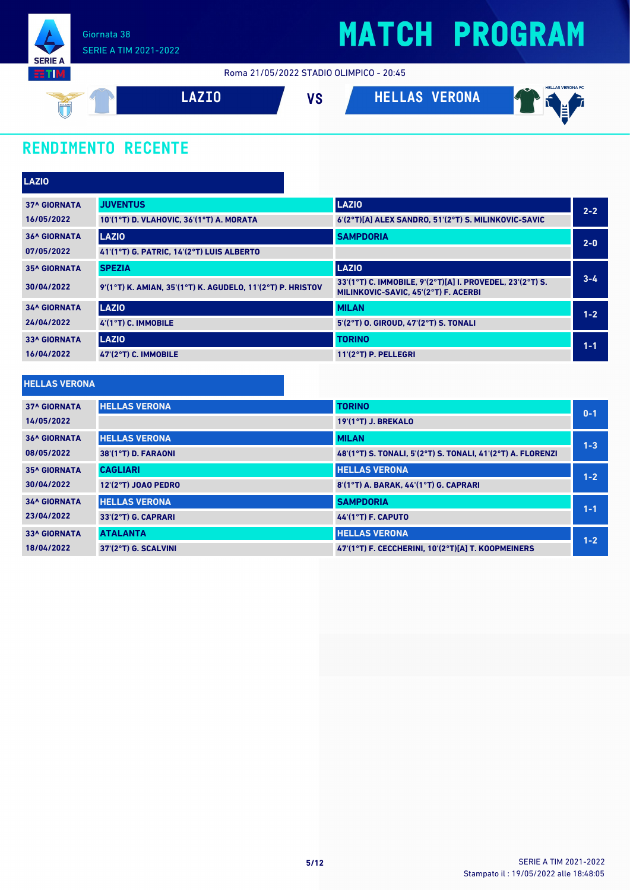# MATCH PROGRAM

Giornata 38
SERIE A TIM 2021-2022

Roma 21/05/2022 STADIO OLIMPICO - 20:45

**LAZIO** VS **HELLAS VERONA**

## RENDIMENTO RECENTE

### LAZIO

| Giornata | Casa | Ospite | Risultato |
|---|---|---|---|
| 37^ GIORNATA 16/05/2022 | JUVENTUS<br>10'(1°T) D. VLAHOVIC, 36'(1°T) A. MORATA | LAZIO<br>6'(2°T)[A] ALEX SANDRO, 51'(2°T) S. MILINKOVIC-SAVIC | 2-2 |
| 36^ GIORNATA 07/05/2022 | LAZIO<br>41'(1°T) G. PATRIC, 14'(2°T) LUIS ALBERTO | SAMPDORIA | 2-0 |
| 35^ GIORNATA 30/04/2022 | SPEZIA<br>9'(1°T) K. AMIAN, 35'(1°T) K. AGUDELO, 11'(2°T) P. HRISTOV | LAZIO<br>33'(1°T) C. IMMOBILE, 9'(2°T)[A] I. PROVEDEL, 23'(2°T) S. MILINKOVIC-SAVIC, 45'(2°T) F. ACERBI | 3-4 |
| 34^ GIORNATA 24/04/2022 | LAZIO<br>4'(1°T) C. IMMOBILE | MILAN<br>5'(2°T) O. GIROUD, 47'(2°T) S. TONALI | 1-2 |
| 33^ GIORNATA 16/04/2022 | LAZIO<br>47'(2°T) C. IMMOBILE | TORINO<br>11'(2°T) P. PELLEGRI | 1-1 |

### HELLAS VERONA

| Giornata | Casa | Ospite | Risultato |
|---|---|---|---|
| 37^ GIORNATA 14/05/2022 | HELLAS VERONA | TORINO<br>19'(1°T) J. BREKALO | 0-1 |
| 36^ GIORNATA 08/05/2022 | HELLAS VERONA<br>38'(1°T) D. FARAONI | MILAN<br>48'(1°T) S. TONALI, 5'(2°T) S. TONALI, 41'(2°T) A. FLORENZI | 1-3 |
| 35^ GIORNATA 30/04/2022 | CAGLIARI<br>12'(2°T) JOAO PEDRO | HELLAS VERONA<br>8'(1°T) A. BARAK, 44'(1°T) G. CAPRARI | 1-2 |
| 34^ GIORNATA 23/04/2022 | HELLAS VERONA<br>33'(2°T) G. CAPRARI | SAMPDORIA<br>44'(1°T) F. CAPUTO | 1-1 |
| 33^ GIORNATA 18/04/2022 | ATALANTA<br>37'(2°T) G. SCALVINI | HELLAS VERONA<br>47'(1°T) F. CECCHERINI, 10'(2°T)[A] T. KOOPMEINERS | 1-2 |

Stampato il : 19/05/2022 alle 18:48:05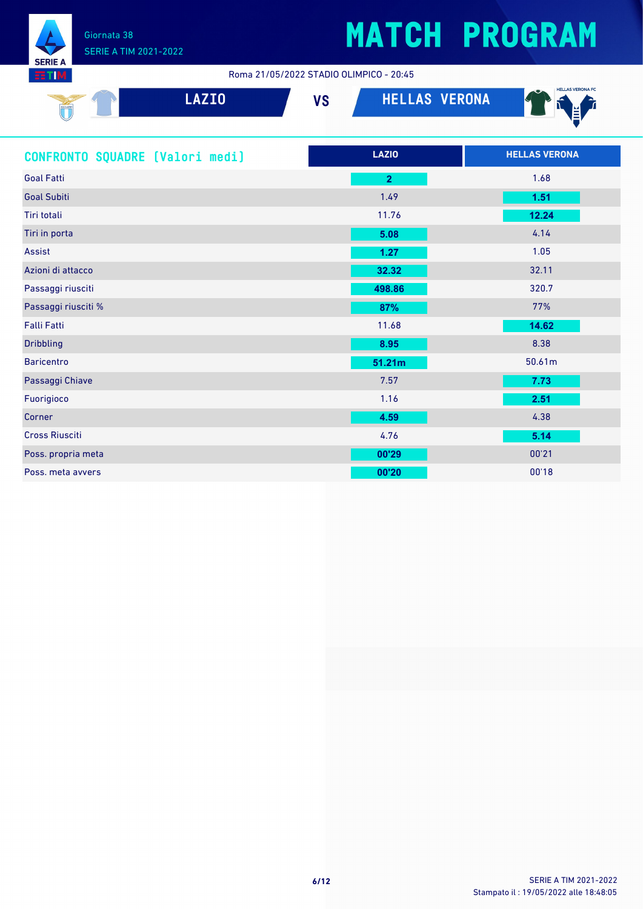# MATCH PROGRAM

Giornata 38
SERIE A TIM 2021-2022

Roma 21/05/2022 STADIO OLIMPICO - 20:45

## LAZIO VS HELLAS VERONA

| CONFRONTO SQUADRE (Valori medi) | LAZIO | HELLAS VERONA |
|---|---|---|
| Goal Fatti | **2** | 1.68 |
| Goal Subiti | 1.49 | **1.51** |
| Tiri totali | 11.76 | **12.24** |
| Tiri in porta | **5.08** | 4.14 |
| Assist | **1.27** | 1.05 |
| Azioni di attacco | **32.32** | 32.11 |
| Passaggi riusciti | **498.86** | 320.7 |
| Passaggi riusciti % | **87%** | 77% |
| Falli Fatti | 11.68 | **14.62** |
| Dribbling | **8.95** | 8.38 |
| Baricentro | **51.21m** | 50.61m |
| Passaggi Chiave | 7.57 | **7.73** |
| Fuorigioco | 1.16 | **2.51** |
| Corner | **4.59** | 4.38 |
| Cross Riusciti | 4.76 | **5.14** |
| Poss. propria meta | **00'29** | 00'21 |
| Poss. meta avvers | **00'20** | 00'18 |

SERIE A TIM 2021-2022
Stampato il : 19/05/2022 alle 18:48:05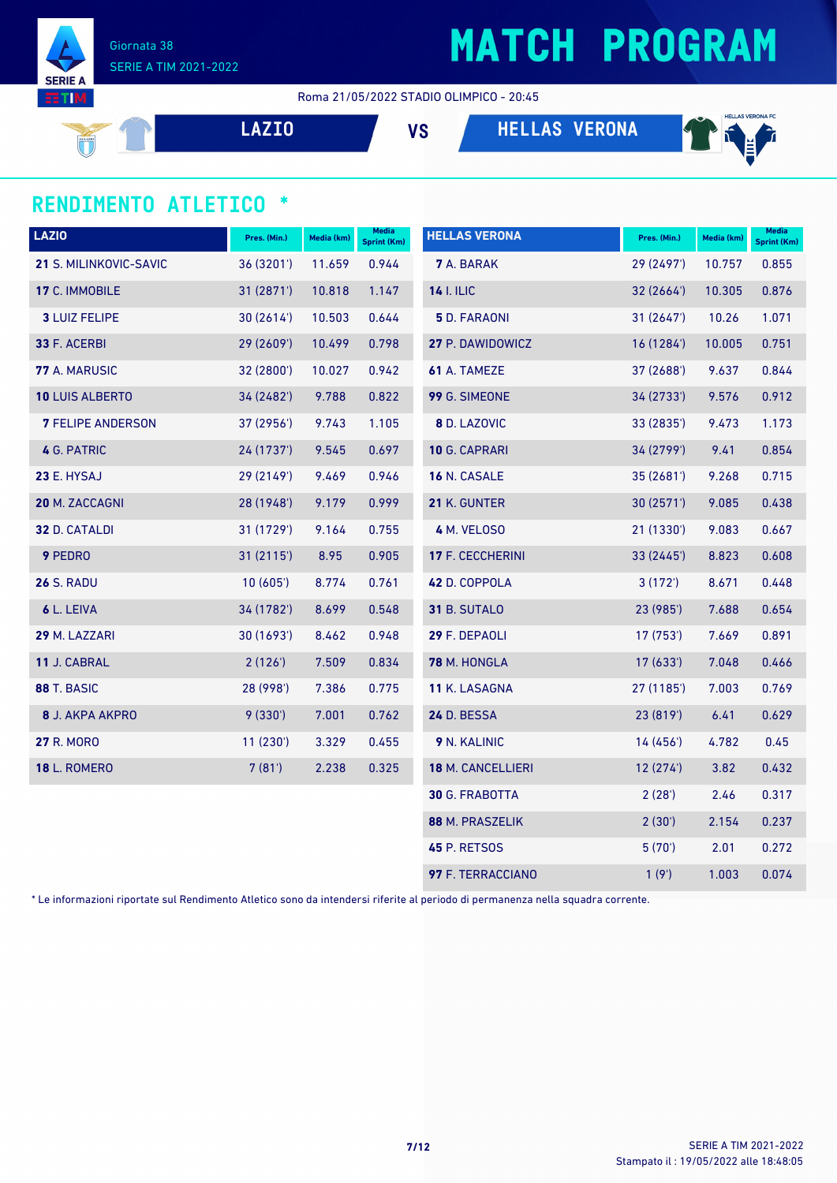Giornata 38

SERIE A TIM 2021-2022

# MATCH PROGRAM

Roma 21/05/2022 STADIO OLIMPICO - 20:45

**LAZIO** VS **HELLAS VERONA**

## RENDIMENTO ATLETICO *

| LAZIO | Pres. (Min.) | Media (km) | Media Sprint (Km) |
|---|---|---|---|
| **21** S. MILINKOVIC-SAVIC | 36 (3201') | 11.659 | 0.944 |
| **17** C. IMMOBILE | 31 (2871') | 10.818 | 1.147 |
| **3** LUIZ FELIPE | 30 (2614') | 10.503 | 0.644 |
| **33** F. ACERBI | 29 (2609') | 10.499 | 0.798 |
| **77** A. MARUSIC | 32 (2800') | 10.027 | 0.942 |
| **10** LUIS ALBERTO | 34 (2482') | 9.788 | 0.822 |
| **7** FELIPE ANDERSON | 37 (2956') | 9.743 | 1.105 |
| **4** G. PATRIC | 24 (1737') | 9.545 | 0.697 |
| **23** E. HYSAJ | 29 (2149') | 9.469 | 0.946 |
| **20** M. ZACCAGNI | 28 (1948') | 9.179 | 0.999 |
| **32** D. CATALDI | 31 (1729') | 9.164 | 0.755 |
| **9** PEDRO | 31 (2115') | 8.95 | 0.905 |
| **26** S. RADU | 10 (605') | 8.774 | 0.761 |
| **6** L. LEIVA | 34 (1782') | 8.699 | 0.548 |
| **29** M. LAZZARI | 30 (1693') | 8.462 | 0.948 |
| **11** J. CABRAL | 2 (126') | 7.509 | 0.834 |
| **88** T. BASIC | 28 (998') | 7.386 | 0.775 |
| **8** J. AKPA AKPRO | 9 (330') | 7.001 | 0.762 |
| **27** R. MORO | 11 (230') | 3.329 | 0.455 |
| **18** L. ROMERO | 7 (81') | 2.238 | 0.325 |

| HELLAS VERONA | Pres. (Min.) | Media (km) | Media Sprint (Km) |
|---|---|---|---|
| **7** A. BARAK | 29 (2497') | 10.757 | 0.855 |
| **14** I. ILIC | 32 (2664') | 10.305 | 0.876 |
| **5** D. FARAONI | 31 (2647') | 10.26 | 1.071 |
| **27** P. DAWIDOWICZ | 16 (1284') | 10.005 | 0.751 |
| **61** A. TAMEZE | 37 (2688') | 9.637 | 0.844 |
| **99** G. SIMEONE | 34 (2733') | 9.576 | 0.912 |
| **8** D. LAZOVIC | 33 (2835') | 9.473 | 1.173 |
| **10** G. CAPRARI | 34 (2799') | 9.41 | 0.854 |
| **16** N. CASALE | 35 (2681') | 9.268 | 0.715 |
| **21** K. GUNTER | 30 (2571') | 9.085 | 0.438 |
| **4** M. VELOSO | 21 (1330') | 9.083 | 0.667 |
| **17** F. CECCHERINI | 33 (2445') | 8.823 | 0.608 |
| **42** D. COPPOLA | 3 (172') | 8.671 | 0.448 |
| **31** B. SUTALO | 23 (985') | 7.688 | 0.654 |
| **29** F. DEPAOLI | 17 (753') | 7.669 | 0.891 |
| **78** M. HONGLA | 17 (633') | 7.048 | 0.466 |
| **11** K. LASAGNA | 27 (1185') | 7.003 | 0.769 |
| **24** D. BESSA | 23 (819') | 6.41 | 0.629 |
| **9** N. KALINIC | 14 (456') | 4.782 | 0.45 |
| **18** M. CANCELLIERI | 12 (274') | 3.82 | 0.432 |
| **30** G. FRABOTTA | 2 (28') | 2.46 | 0.317 |
| **88** M. PRASZELIK | 2 (30') | 2.154 | 0.237 |
| **45** P. RETSOS | 5 (70') | 2.01 | 0.272 |
| **97** F. TERRACCIANO | 1 (9') | 1.003 | 0.074 |

* Le informazioni riportate sul Rendimento Atletico sono da intendersi riferite al periodo di permanenza nella squadra corrente.

SERIE A TIM 2021-2022

Stampato il : 19/05/2022 alle 18:48:05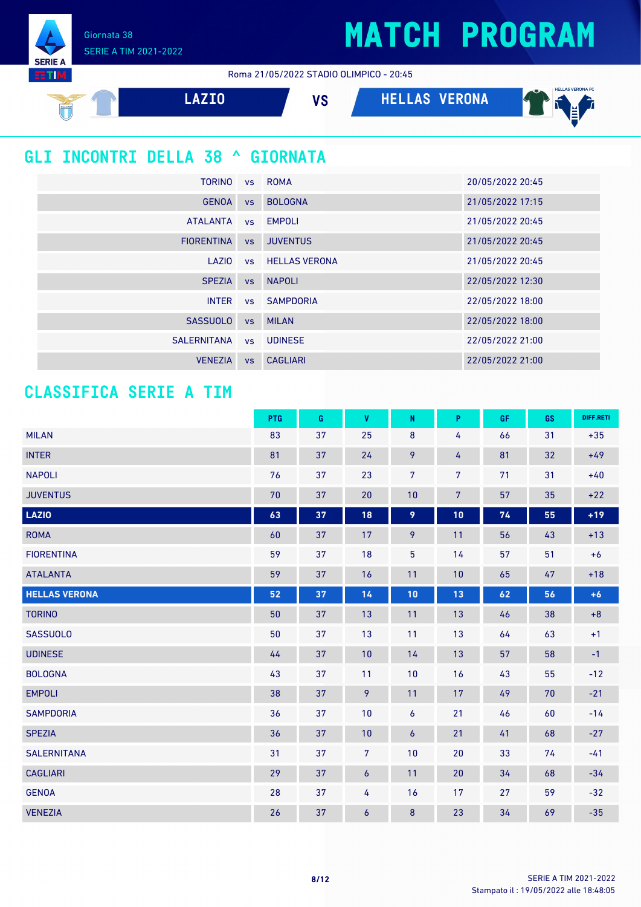# MATCH PROGRAM

Giornata 38
SERIE A TIM 2021-2022

Roma 21/05/2022 STADIO OLIMPICO - 20:45

**LAZIO** VS **HELLAS VERONA**

## GLI INCONTRI DELLA 38 ^ GIORNATA

| | | | |
|---|---|---|---|
| TORINO | vs | ROMA | 20/05/2022 20:45 |
| GENOA | vs | BOLOGNA | 21/05/2022 17:15 |
| ATALANTA | vs | EMPOLI | 21/05/2022 20:45 |
| FIORENTINA | vs | JUVENTUS | 21/05/2022 20:45 |
| LAZIO | vs | HELLAS VERONA | 21/05/2022 20:45 |
| SPEZIA | vs | NAPOLI | 22/05/2022 12:30 |
| INTER | vs | SAMPDORIA | 22/05/2022 18:00 |
| SASSUOLO | vs | MILAN | 22/05/2022 18:00 |
| SALERNITANA | vs | UDINESE | 22/05/2022 21:00 |
| VENEZIA | vs | CAGLIARI | 22/05/2022 21:00 |

## CLASSIFICA SERIE A TIM

| | PTG | G | V | N | P | GF | GS | DIFF.RETI |
|---|---|---|---|---|---|---|---|---|
| MILAN | 83 | 37 | 25 | 8 | 4 | 66 | 31 | +35 |
| INTER | 81 | 37 | 24 | 9 | 4 | 81 | 32 | +49 |
| NAPOLI | 76 | 37 | 23 | 7 | 7 | 71 | 31 | +40 |
| JUVENTUS | 70 | 37 | 20 | 10 | 7 | 57 | 35 | +22 |
| **LAZIO** | **63** | **37** | **18** | **9** | **10** | **74** | **55** | **+19** |
| ROMA | 60 | 37 | 17 | 9 | 11 | 56 | 43 | +13 |
| FIORENTINA | 59 | 37 | 18 | 5 | 14 | 57 | 51 | +6 |
| ATALANTA | 59 | 37 | 16 | 11 | 10 | 65 | 47 | +18 |
| **HELLAS VERONA** | **52** | **37** | **14** | **10** | **13** | **62** | **56** | **+6** |
| TORINO | 50 | 37 | 13 | 11 | 13 | 46 | 38 | +8 |
| SASSUOLO | 50 | 37 | 13 | 11 | 13 | 64 | 63 | +1 |
| UDINESE | 44 | 37 | 10 | 14 | 13 | 57 | 58 | -1 |
| BOLOGNA | 43 | 37 | 11 | 10 | 16 | 43 | 55 | -12 |
| EMPOLI | 38 | 37 | 9 | 11 | 17 | 49 | 70 | -21 |
| SAMPDORIA | 36 | 37 | 10 | 6 | 21 | 46 | 60 | -14 |
| SPEZIA | 36 | 37 | 10 | 6 | 21 | 41 | 68 | -27 |
| SALERNITANA | 31 | 37 | 7 | 10 | 20 | 33 | 74 | -41 |
| CAGLIARI | 29 | 37 | 6 | 11 | 20 | 34 | 68 | -34 |
| GENOA | 28 | 37 | 4 | 16 | 17 | 27 | 59 | -32 |
| VENEZIA | 26 | 37 | 6 | 8 | 23 | 34 | 69 | -35 |

Stampato il : 19/05/2022 alle 18:48:05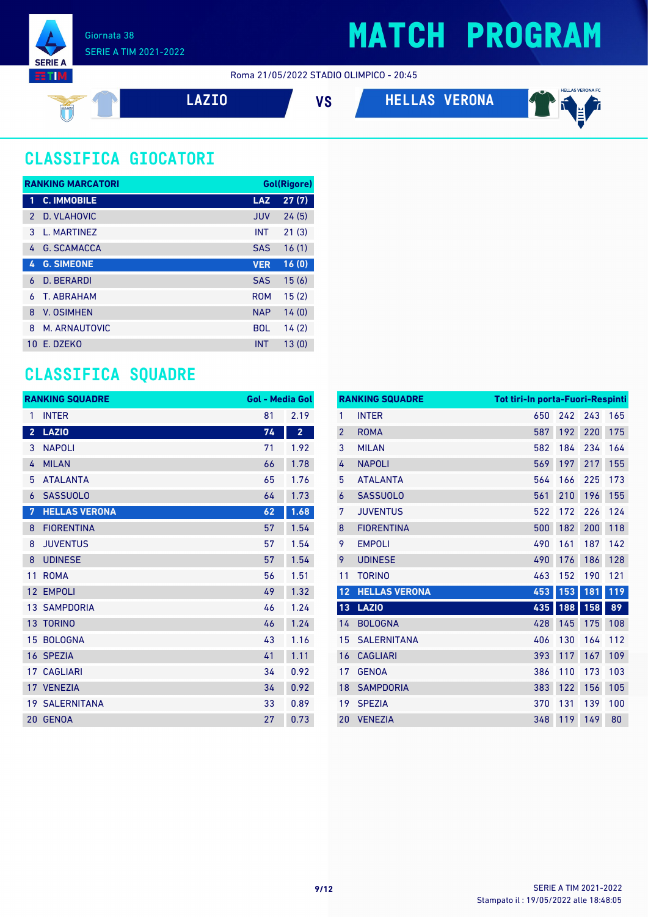Giornata 38

SERIE A TIM 2021-2022

# MATCH PROGRAM

Roma 21/05/2022 STADIO OLIMPICO - 20:45

**LAZIO** VS **HELLAS VERONA**

## CLASSIFICA GIOCATORI

| RANKING MARCATORI | | | Gol(Rigore) |
|---|---|---|---|
| 1 | C. IMMOBILE | LAZ | 27 (7) |
| 2 | D. VLAHOVIC | JUV | 24 (5) |
| 3 | L. MARTINEZ | INT | 21 (3) |
| 4 | G. SCAMACCA | SAS | 16 (1) |
| 4 | G. SIMEONE | VER | 16 (0) |
| 6 | D. BERARDI | SAS | 15 (6) |
| 6 | T. ABRAHAM | ROM | 15 (2) |
| 8 | V. OSIMHEN | NAP | 14 (0) |
| 8 | M. ARNAUTOVIC | BOL | 14 (2) |
| 10 | E. DZEKO | INT | 13 (0) |

## CLASSIFICA SQUADRE

| RANKING SQUADRE | | Gol | Media Gol |
|---|---|---|---|
| 1 | INTER | 81 | 2.19 |
| 2 | LAZIO | 74 | 2 |
| 3 | NAPOLI | 71 | 1.92 |
| 4 | MILAN | 66 | 1.78 |
| 5 | ATALANTA | 65 | 1.76 |
| 6 | SASSUOLO | 64 | 1.73 |
| 7 | HELLAS VERONA | 62 | 1.68 |
| 8 | FIORENTINA | 57 | 1.54 |
| 8 | JUVENTUS | 57 | 1.54 |
| 8 | UDINESE | 57 | 1.54 |
| 11 | ROMA | 56 | 1.51 |
| 12 | EMPOLI | 49 | 1.32 |
| 13 | SAMPDORIA | 46 | 1.24 |
| 13 | TORINO | 46 | 1.24 |
| 15 | BOLOGNA | 43 | 1.16 |
| 16 | SPEZIA | 41 | 1.11 |
| 17 | CAGLIARI | 34 | 0.92 |
| 17 | VENEZIA | 34 | 0.92 |
| 19 | SALERNITANA | 33 | 0.89 |
| 20 | GENOA | 27 | 0.73 |

| RANKING SQUADRE | | Tot tiri | In porta | Fuori | Respinti |
|---|---|---|---|---|---|
| 1 | INTER | 650 | 242 | 243 | 165 |
| 2 | ROMA | 587 | 192 | 220 | 175 |
| 3 | MILAN | 582 | 184 | 234 | 164 |
| 4 | NAPOLI | 569 | 197 | 217 | 155 |
| 5 | ATALANTA | 564 | 166 | 225 | 173 |
| 6 | SASSUOLO | 561 | 210 | 196 | 155 |
| 7 | JUVENTUS | 522 | 172 | 226 | 124 |
| 8 | FIORENTINA | 500 | 182 | 200 | 118 |
| 9 | EMPOLI | 490 | 161 | 187 | 142 |
| 9 | UDINESE | 490 | 176 | 186 | 128 |
| 11 | TORINO | 463 | 152 | 190 | 121 |
| 12 | HELLAS VERONA | 453 | 153 | 181 | 119 |
| 13 | LAZIO | 435 | 188 | 158 | 89 |
| 14 | BOLOGNA | 428 | 145 | 175 | 108 |
| 15 | SALERNITANA | 406 | 130 | 164 | 112 |
| 16 | CAGLIARI | 393 | 117 | 167 | 109 |
| 17 | GENOA | 386 | 110 | 173 | 103 |
| 18 | SAMPDORIA | 383 | 122 | 156 | 105 |
| 19 | SPEZIA | 370 | 131 | 139 | 100 |
| 20 | VENEZIA | 348 | 119 | 149 | 80 |

Stampato il : 19/05/2022 alle 18:48:05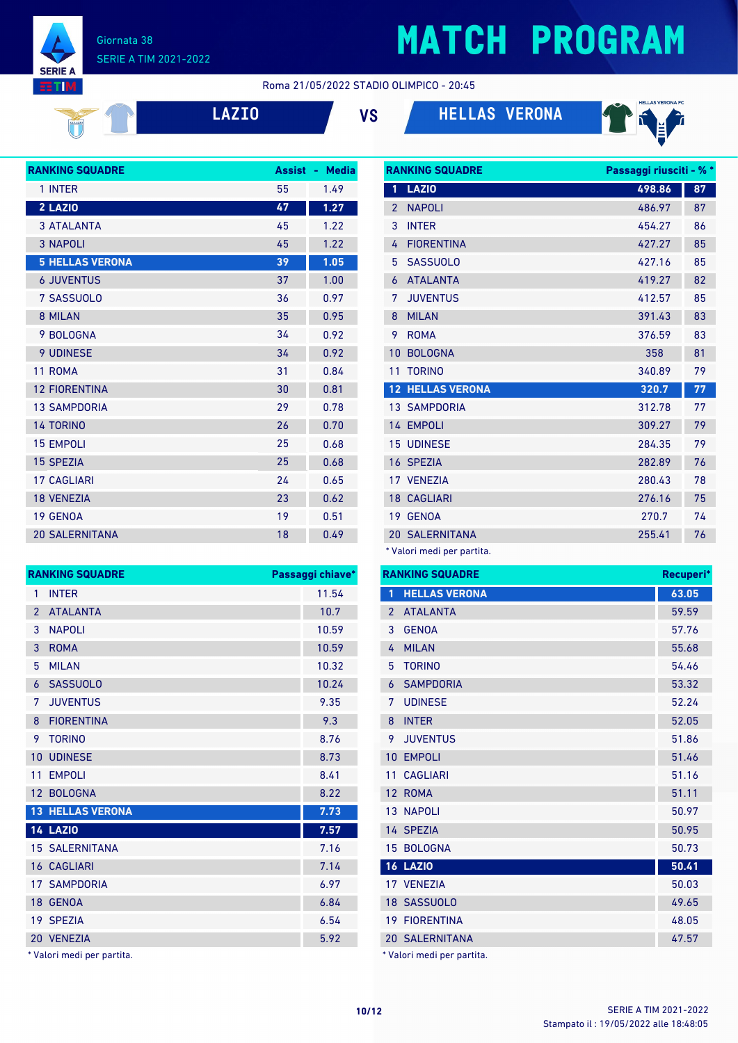# MATCH PROGRAM

Giornata 38
SERIE A TIM 2021-2022

Roma 21/05/2022 STADIO OLIMPICO - 20:45

**LAZIO** VS **HELLAS VERONA**

| RANKING SQUADRE | Assist | Media |
|---|---|---|
| 1 INTER | 55 | 1.49 |
| **2 LAZIO** | **47** | **1.27** |
| 3 ATALANTA | 45 | 1.22 |
| 3 NAPOLI | 45 | 1.22 |
| **5 HELLAS VERONA** | **39** | **1.05** |
| 6 JUVENTUS | 37 | 1.00 |
| 7 SASSUOLO | 36 | 0.97 |
| 8 MILAN | 35 | 0.95 |
| 9 BOLOGNA | 34 | 0.92 |
| 9 UDINESE | 34 | 0.92 |
| 11 ROMA | 31 | 0.84 |
| 12 FIORENTINA | 30 | 0.81 |
| 13 SAMPDORIA | 29 | 0.78 |
| 14 TORINO | 26 | 0.70 |
| 15 EMPOLI | 25 | 0.68 |
| 15 SPEZIA | 25 | 0.68 |
| 17 CAGLIARI | 24 | 0.65 |
| 18 VENEZIA | 23 | 0.62 |
| 19 GENOA | 19 | 0.51 |
| 20 SALERNITANA | 18 | 0.49 |

| RANKING SQUADRE | Passaggi riusciti * | % * |
|---|---|---|
| **1 LAZIO** | **498.86** | **87** |
| 2 NAPOLI | 486.97 | 87 |
| 3 INTER | 454.27 | 86 |
| 4 FIORENTINA | 427.27 | 85 |
| 5 SASSUOLO | 427.16 | 85 |
| 6 ATALANTA | 419.27 | 82 |
| 7 JUVENTUS | 412.57 | 85 |
| 8 MILAN | 391.43 | 83 |
| 9 ROMA | 376.59 | 83 |
| 10 BOLOGNA | 358 | 81 |
| 11 TORINO | 340.89 | 79 |
| **12 HELLAS VERONA** | **320.7** | **77** |
| 13 SAMPDORIA | 312.78 | 77 |
| 14 EMPOLI | 309.27 | 79 |
| 15 UDINESE | 284.35 | 79 |
| 16 SPEZIA | 282.89 | 76 |
| 17 VENEZIA | 280.43 | 78 |
| 18 CAGLIARI | 276.16 | 75 |
| 19 GENOA | 270.7 | 74 |
| 20 SALERNITANA | 255.41 | 76 |

* Valori medi per partita.

| RANKING SQUADRE | Passaggi chiave* |
|---|---|
| 1 INTER | 11.54 |
| 2 ATALANTA | 10.7 |
| 3 NAPOLI | 10.59 |
| 3 ROMA | 10.59 |
| 5 MILAN | 10.32 |
| 6 SASSUOLO | 10.24 |
| 7 JUVENTUS | 9.35 |
| 8 FIORENTINA | 9.3 |
| 9 TORINO | 8.76 |
| 10 UDINESE | 8.73 |
| 11 EMPOLI | 8.41 |
| 12 BOLOGNA | 8.22 |
| **13 HELLAS VERONA** | **7.73** |
| **14 LAZIO** | **7.57** |
| 15 SALERNITANA | 7.16 |
| 16 CAGLIARI | 7.14 |
| 17 SAMPDORIA | 6.97 |
| 18 GENOA | 6.84 |
| 19 SPEZIA | 6.54 |
| 20 VENEZIA | 5.92 |

* Valori medi per partita.

| RANKING SQUADRE | Recuperi* |
|---|---|
| **1 HELLAS VERONA** | **63.05** |
| 2 ATALANTA | 59.59 |
| 3 GENOA | 57.76 |
| 4 MILAN | 55.68 |
| 5 TORINO | 54.46 |
| 6 SAMPDORIA | 53.32 |
| 7 UDINESE | 52.24 |
| 8 INTER | 52.05 |
| 9 JUVENTUS | 51.86 |
| 10 EMPOLI | 51.46 |
| 11 CAGLIARI | 51.16 |
| 12 ROMA | 51.11 |
| 13 NAPOLI | 50.97 |
| 14 SPEZIA | 50.95 |
| 15 BOLOGNA | 50.73 |
| **16 LAZIO** | **50.41** |
| 17 VENEZIA | 50.03 |
| 18 SASSUOLO | 49.65 |
| 19 FIORENTINA | 48.05 |
| 20 SALERNITANA | 47.57 |

* Valori medi per partita.

SERIE A TIM 2021-2022
Stampato il : 19/05/2022 alle 18:48:05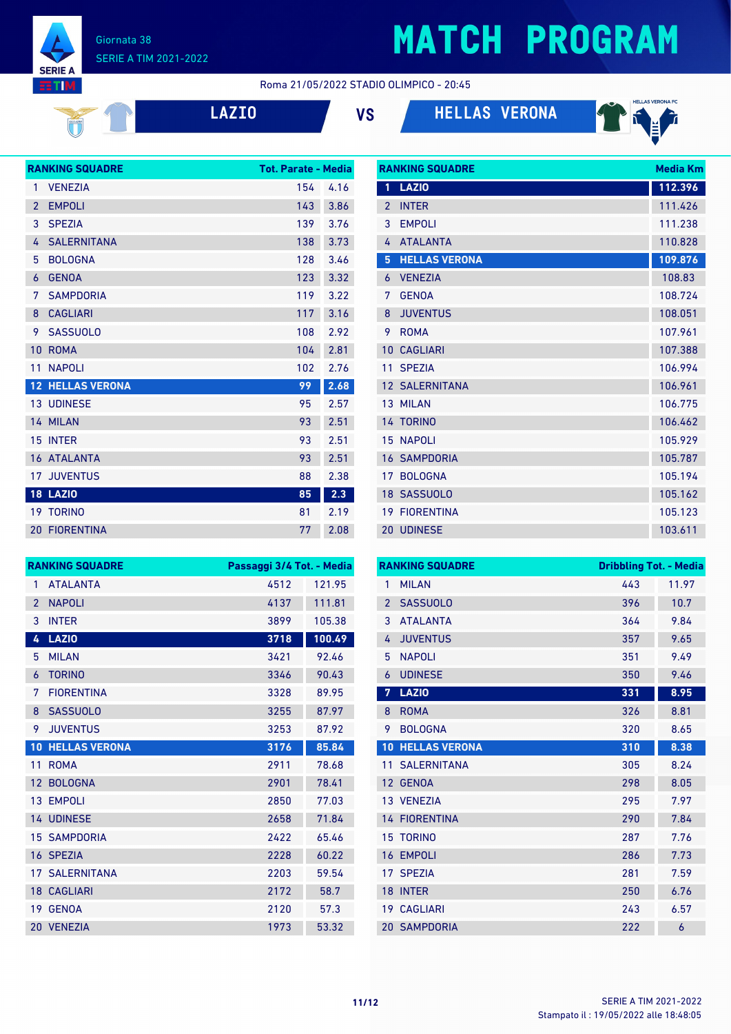# MATCH PROGRAM

Giornata 38
SERIE A TIM 2021-2022

Roma 21/05/2022 STADIO OLIMPICO - 20:45

**LAZIO** VS **HELLAS VERONA**

| RANKING SQUADRE | | Tot. Parate | Media |
|---|---|---|---|
| 1 | VENEZIA | 154 | 4.16 |
| 2 | EMPOLI | 143 | 3.86 |
| 3 | SPEZIA | 139 | 3.76 |
| 4 | SALERNITANA | 138 | 3.73 |
| 5 | BOLOGNA | 128 | 3.46 |
| 6 | GENOA | 123 | 3.32 |
| 7 | SAMPDORIA | 119 | 3.22 |
| 8 | CAGLIARI | 117 | 3.16 |
| 9 | SASSUOLO | 108 | 2.92 |
| 10 | ROMA | 104 | 2.81 |
| 11 | NAPOLI | 102 | 2.76 |
| **12** | **HELLAS VERONA** | **99** | **2.68** |
| 13 | UDINESE | 95 | 2.57 |
| 14 | MILAN | 93 | 2.51 |
| 15 | INTER | 93 | 2.51 |
| 16 | ATALANTA | 93 | 2.51 |
| 17 | JUVENTUS | 88 | 2.38 |
| **18** | **LAZIO** | **85** | **2.3** |
| 19 | TORINO | 81 | 2.19 |
| 20 | FIORENTINA | 77 | 2.08 |

| RANKING SQUADRE | | Media Km |
|---|---|---|
| **1** | **LAZIO** | **112.396** |
| 2 | INTER | 111.426 |
| 3 | EMPOLI | 111.238 |
| 4 | ATALANTA | 110.828 |
| **5** | **HELLAS VERONA** | **109.876** |
| 6 | VENEZIA | 108.83 |
| 7 | GENOA | 108.724 |
| 8 | JUVENTUS | 108.051 |
| 9 | ROMA | 107.961 |
| 10 | CAGLIARI | 107.388 |
| 11 | SPEZIA | 106.994 |
| 12 | SALERNITANA | 106.961 |
| 13 | MILAN | 106.775 |
| 14 | TORINO | 106.462 |
| 15 | NAPOLI | 105.929 |
| 16 | SAMPDORIA | 105.787 |
| 17 | BOLOGNA | 105.194 |
| 18 | SASSUOLO | 105.162 |
| 19 | FIORENTINA | 105.123 |
| 20 | UDINESE | 103.611 |

| RANKING SQUADRE | | Passaggi 3/4 Tot. | Media |
|---|---|---|---|
| 1 | ATALANTA | 4512 | 121.95 |
| 2 | NAPOLI | 4137 | 111.81 |
| 3 | INTER | 3899 | 105.38 |
| **4** | **LAZIO** | **3718** | **100.49** |
| 5 | MILAN | 3421 | 92.46 |
| 6 | TORINO | 3346 | 90.43 |
| 7 | FIORENTINA | 3328 | 89.95 |
| 8 | SASSUOLO | 3255 | 87.97 |
| 9 | JUVENTUS | 3253 | 87.92 |
| **10** | **HELLAS VERONA** | **3176** | **85.84** |
| 11 | ROMA | 2911 | 78.68 |
| 12 | BOLOGNA | 2901 | 78.41 |
| 13 | EMPOLI | 2850 | 77.03 |
| 14 | UDINESE | 2658 | 71.84 |
| 15 | SAMPDORIA | 2422 | 65.46 |
| 16 | SPEZIA | 2228 | 60.22 |
| 17 | SALERNITANA | 2203 | 59.54 |
| 18 | CAGLIARI | 2172 | 58.7 |
| 19 | GENOA | 2120 | 57.3 |
| 20 | VENEZIA | 1973 | 53.32 |

| RANKING SQUADRE | | Dribbling Tot. | Media |
|---|---|---|---|
| 1 | MILAN | 443 | 11.97 |
| 2 | SASSUOLO | 396 | 10.7 |
| 3 | ATALANTA | 364 | 9.84 |
| 4 | JUVENTUS | 357 | 9.65 |
| 5 | NAPOLI | 351 | 9.49 |
| 6 | UDINESE | 350 | 9.46 |
| **7** | **LAZIO** | **331** | **8.95** |
| 8 | ROMA | 326 | 8.81 |
| 9 | BOLOGNA | 320 | 8.65 |
| **10** | **HELLAS VERONA** | **310** | **8.38** |
| 11 | SALERNITANA | 305 | 8.24 |
| 12 | GENOA | 298 | 8.05 |
| 13 | VENEZIA | 295 | 7.97 |
| 14 | FIORENTINA | 290 | 7.84 |
| 15 | TORINO | 287 | 7.76 |
| 16 | EMPOLI | 286 | 7.73 |
| 17 | SPEZIA | 281 | 7.59 |
| 18 | INTER | 250 | 6.76 |
| 19 | CAGLIARI | 243 | 6.57 |
| 20 | SAMPDORIA | 222 | 6 |

Stampato il : 19/05/2022 alle 18:48:05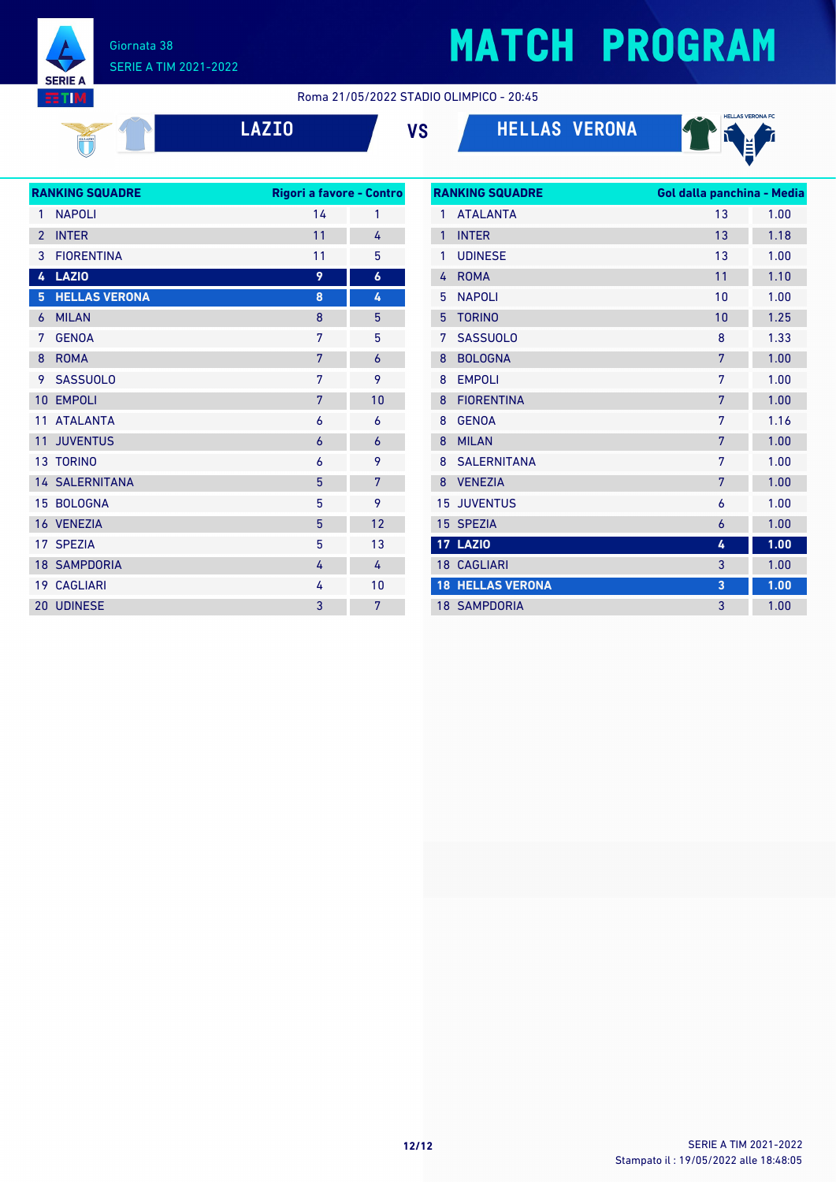Giornata 38

SERIE A TIM 2021-2022

# MATCH PROGRAM

Roma 21/05/2022 STADIO OLIMPICO - 20:45

**LAZIO** VS **HELLAS VERONA**

| RANKING SQUADRE | | Rigori a favore | Contro |
|---|---|---|---|
| 1 | NAPOLI | 14 | 1 |
| 2 | INTER | 11 | 4 |
| 3 | FIORENTINA | 11 | 5 |
| **4** | **LAZIO** | **9** | **6** |
| **5** | **HELLAS VERONA** | **8** | **4** |
| 6 | MILAN | 8 | 5 |
| 7 | GENOA | 7 | 5 |
| 8 | ROMA | 7 | 6 |
| 9 | SASSUOLO | 7 | 9 |
| 10 | EMPOLI | 7 | 10 |
| 11 | ATALANTA | 6 | 6 |
| 11 | JUVENTUS | 6 | 6 |
| 13 | TORINO | 6 | 9 |
| 14 | SALERNITANA | 5 | 7 |
| 15 | BOLOGNA | 5 | 9 |
| 16 | VENEZIA | 5 | 12 |
| 17 | SPEZIA | 5 | 13 |
| 18 | SAMPDORIA | 4 | 4 |
| 19 | CAGLIARI | 4 | 10 |
| 20 | UDINESE | 3 | 7 |

| RANKING SQUADRE | | Gol dalla panchina | Media |
|---|---|---|---|
| 1 | ATALANTA | 13 | 1.00 |
| 1 | INTER | 13 | 1.18 |
| 1 | UDINESE | 13 | 1.00 |
| 4 | ROMA | 11 | 1.10 |
| 5 | NAPOLI | 10 | 1.00 |
| 5 | TORINO | 10 | 1.25 |
| 7 | SASSUOLO | 8 | 1.33 |
| 8 | BOLOGNA | 7 | 1.00 |
| 8 | EMPOLI | 7 | 1.00 |
| 8 | FIORENTINA | 7 | 1.00 |
| 8 | GENOA | 7 | 1.16 |
| 8 | MILAN | 7 | 1.00 |
| 8 | SALERNITANA | 7 | 1.00 |
| 8 | VENEZIA | 7 | 1.00 |
| 15 | JUVENTUS | 6 | 1.00 |
| 15 | SPEZIA | 6 | 1.00 |
| **17** | **LAZIO** | **4** | **1.00** |
| 18 | CAGLIARI | 3 | 1.00 |
| **18** | **HELLAS VERONA** | **3** | **1.00** |
| 18 | SAMPDORIA | 3 | 1.00 |

Stampato il : 19/05/2022 alle 18:48:05